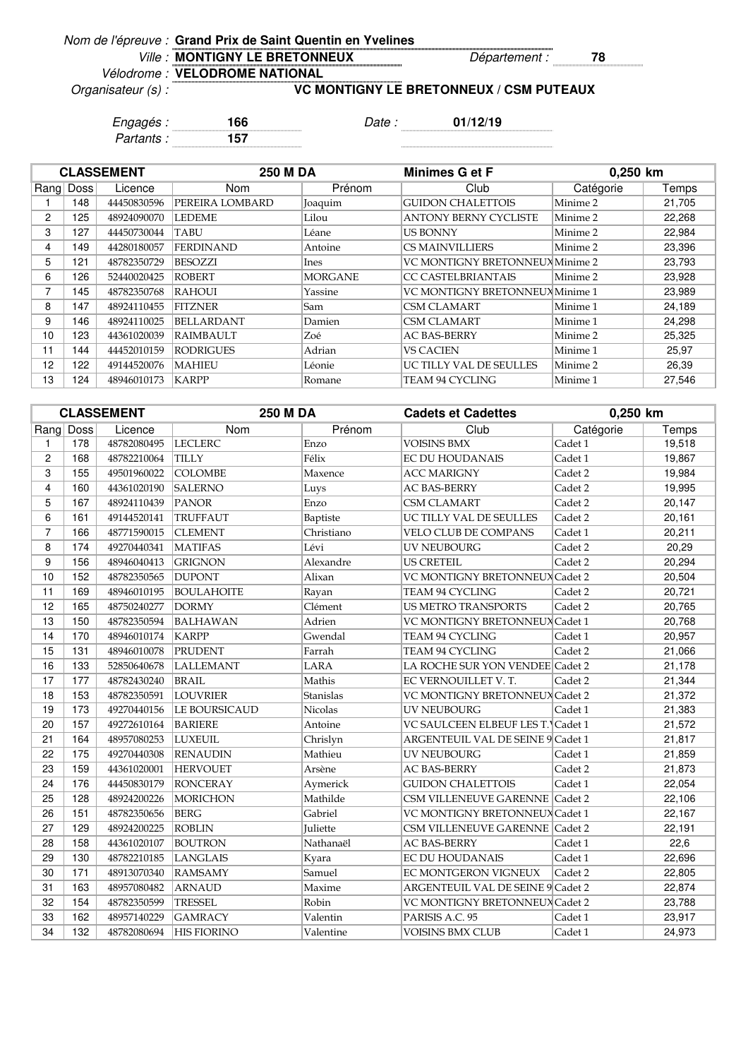*Nom de l'épreuve :* **Grand Prix de Saint Quentin en Yvelines**

*Ville :* **MONTIGNY LE BRETONNEUX** *Département :* **78**

*Vélodrome :* **VELODROME NATIONAL**

*Organisateur (s) :* **VC MONTIGNY LE BRETONNEUX / CSM PUTEAUX**

*Engagés :* **166** *Date :* **01/12/19**

*Partants :* **157**

| CLASSEMENT | | | 250 M DA | | Minimes G et F | 0,250 km | |
|---|---|---|---|---|---|---|---|
| Rang | Doss | Licence | Nom | Prénom | Club | Catégorie | Temps |
| 1 | 148 | 44450830596 | PEREIRA LOMBARD | Joaquim | GUIDON CHALETTOIS | Minime 2 | 21,705 |
| 2 | 125 | 48924090070 | LEDEME | Lilou | ANTONY BERNY CYCLISTE | Minime 2 | 22,268 |
| 3 | 127 | 44450730044 | TABU | Léane | US BONNY | Minime 2 | 22,984 |
| 4 | 149 | 44280180057 | FERDINAND | Antoine | CS MAINVILLIERS | Minime 2 | 23,396 |
| 5 | 121 | 48782350729 | BESOZZI | Ines | VC MONTIGNY BRETONNEUX | Minime 2 | 23,793 |
| 6 | 126 | 52440020425 | ROBERT | MORGANE | CC CASTELBRIANTAIS | Minime 2 | 23,928 |
| 7 | 145 | 48782350768 | RAHOUI | Yassine | VC MONTIGNY BRETONNEUX | Minime 1 | 23,989 |
| 8 | 147 | 48924110455 | FITZNER | Sam | CSM CLAMART | Minime 1 | 24,189 |
| 9 | 146 | 48924110025 | BELLARDANT | Damien | CSM CLAMART | Minime 1 | 24,298 |
| 10 | 123 | 44361020039 | RAIMBAULT | Zoé | AC BAS-BERRY | Minime 2 | 25,325 |
| 11 | 144 | 44452010159 | RODRIGUES | Adrian | VS CACIEN | Minime 1 | 25,97 |
| 12 | 122 | 49144520076 | MAHIEU | Léonie | UC TILLY VAL DE SEULLES | Minime 2 | 26,39 |
| 13 | 124 | 48946010173 | KARPP | Romane | TEAM 94 CYCLING | Minime 1 | 27,546 |

| CLASSEMENT | | | 250 M DA | | Cadets et Cadettes | 0,250 km | |
|---|---|---|---|---|---|---|---|
| Rang | Doss | Licence | Nom | Prénom | Club | Catégorie | Temps |
| 1 | 178 | 48782080495 | LECLERC | Enzo | VOISINS BMX | Cadet 1 | 19,518 |
| 2 | 168 | 48782210064 | TILLY | Félix | EC DU HOUDANAIS | Cadet 1 | 19,867 |
| 3 | 155 | 49501960022 | COLOMBE | Maxence | ACC MARIGNY | Cadet 2 | 19,984 |
| 4 | 160 | 44361020190 | SALERNO | Luys | AC BAS-BERRY | Cadet 2 | 19,995 |
| 5 | 167 | 48924110439 | PANOR | Enzo | CSM CLAMART | Cadet 2 | 20,147 |
| 6 | 161 | 49144520141 | TRUFFAUT | Baptiste | UC TILLY VAL DE SEULLES | Cadet 2 | 20,161 |
| 7 | 166 | 48771590015 | CLEMENT | Christiano | VELO CLUB DE COMPANS | Cadet 1 | 20,211 |
| 8 | 174 | 49270440341 | MATIFAS | Lévi | UV NEUBOURG | Cadet 2 | 20,29 |
| 9 | 156 | 48946040413 | GRIGNON | Alexandre | US CRETEIL | Cadet 2 | 20,294 |
| 10 | 152 | 48782350565 | DUPONT | Alixan | VC MONTIGNY BRETONNEUX | Cadet 2 | 20,504 |
| 11 | 169 | 48946010195 | BOULAHOITE | Rayan | TEAM 94 CYCLING | Cadet 2 | 20,721 |
| 12 | 165 | 48750240277 | DORMY | Clément | US METRO TRANSPORTS | Cadet 2 | 20,765 |
| 13 | 150 | 48782350594 | BALHAWAN | Adrien | VC MONTIGNY BRETONNEUX | Cadet 1 | 20,768 |
| 14 | 170 | 48946010174 | KARPP | Gwendal | TEAM 94 CYCLING | Cadet 1 | 20,957 |
| 15 | 131 | 48946010078 | PRUDENT | Farrah | TEAM 94 CYCLING | Cadet 2 | 21,066 |
| 16 | 133 | 52850640678 | LALLEMANT | LARA | LA ROCHE SUR YON VENDEE | Cadet 2 | 21,178 |
| 17 | 177 | 48782430240 | BRAIL | Mathis | EC VERNOUILLET V. T. | Cadet 2 | 21,344 |
| 18 | 153 | 48782350591 | LOUVRIER | Stanislas | VC MONTIGNY BRETONNEUX | Cadet 2 | 21,372 |
| 19 | 173 | 49270440156 | LE BOURSICAUD | Nicolas | UV NEUBOURG | Cadet 1 | 21,383 |
| 20 | 157 | 49272610164 | BARIERE | Antoine | VC SAULCEEN ELBEUF LES T.V | Cadet 1 | 21,572 |
| 21 | 164 | 48957080253 | LUXEUIL | Chrislyn | ARGENTEUIL VAL DE SEINE 9 | Cadet 1 | 21,817 |
| 22 | 175 | 49270440308 | RENAUDIN | Mathieu | UV NEUBOURG | Cadet 1 | 21,859 |
| 23 | 159 | 44361020001 | HERVOUET | Arsène | AC BAS-BERRY | Cadet 2 | 21,873 |
| 24 | 176 | 44450830179 | RONCERAY | Aymerick | GUIDON CHALETTOIS | Cadet 1 | 22,054 |
| 25 | 128 | 48924200226 | MORICHON | Mathilde | CSM VILLENEUVE GARENNE | Cadet 2 | 22,106 |
| 26 | 151 | 48782350656 | BERG | Gabriel | VC MONTIGNY BRETONNEUX | Cadet 1 | 22,167 |
| 27 | 129 | 48924200225 | ROBLIN | Juliette | CSM VILLENEUVE GARENNE | Cadet 2 | 22,191 |
| 28 | 158 | 44361020107 | BOUTRON | Nathanaël | AC BAS-BERRY | Cadet 1 | 22,6 |
| 29 | 130 | 48782210185 | LANGLAIS | Kyara | EC DU HOUDANAIS | Cadet 1 | 22,696 |
| 30 | 171 | 48913070340 | RAMSAMY | Samuel | EC MONTGERON VIGNEUX | Cadet 2 | 22,805 |
| 31 | 163 | 48957080482 | ARNAUD | Maxime | ARGENTEUIL VAL DE SEINE 9 | Cadet 2 | 22,874 |
| 32 | 154 | 48782350599 | TRESSEL | Robin | VC MONTIGNY BRETONNEUX | Cadet 2 | 23,788 |
| 33 | 162 | 48957140229 | GAMRACY | Valentin | PARISIS A.C. 95 | Cadet 1 | 23,917 |
| 34 | 132 | 48782080694 | HIS FIORINO | Valentine | VOISINS BMX CLUB | Cadet 1 | 24,973 |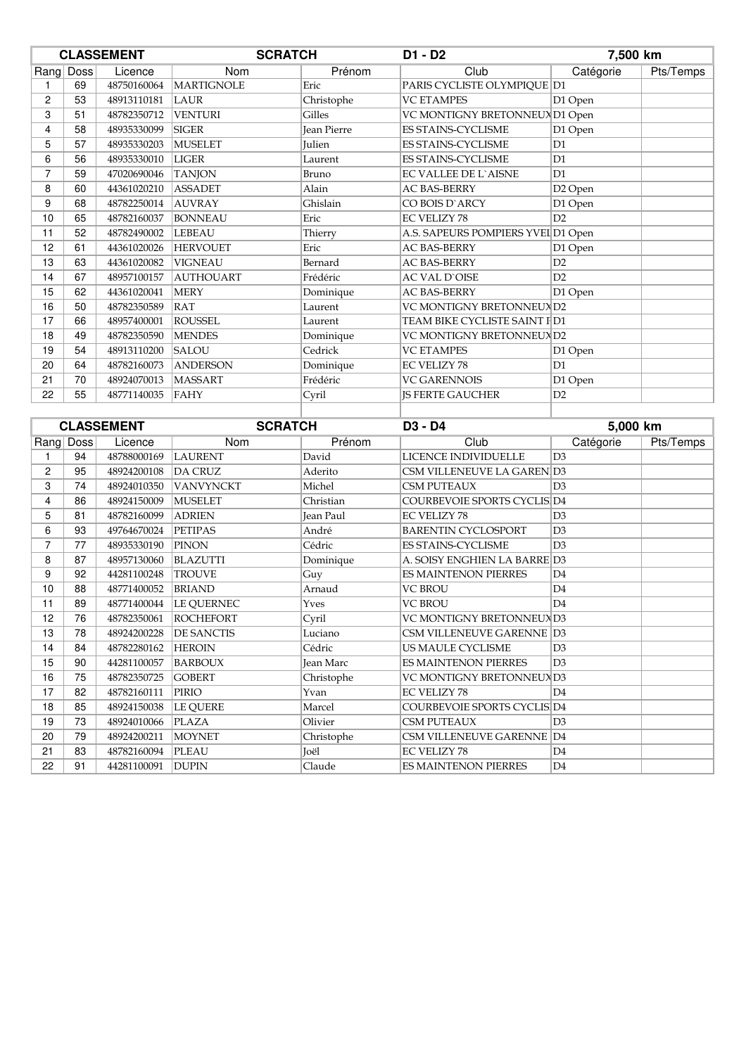| CLASSEMENT | | | SCRATCH | | D1 - D2 | 7,500 km | |
|---|---|---|---|---|---|---|---|
| Rang | Doss | Licence | Nom | Prénom | Club | Catégorie | Pts/Temps |
| 1 | 69 | 48750160064 | MARTIGNOLE | Eric | PARIS CYCLISTE OLYMPIQUE | D1 | |
| 2 | 53 | 48913110181 | LAUR | Christophe | VC ETAMPES | D1 Open | |
| 3 | 51 | 48782350712 | VENTURI | Gilles | VC MONTIGNY BRETONNEUX | D1 Open | |
| 4 | 58 | 48935330099 | SIGER | Jean Pierre | ES STAINS-CYCLISME | D1 Open | |
| 5 | 57 | 48935330203 | MUSELET | Julien | ES STAINS-CYCLISME | D1 | |
| 6 | 56 | 48935330010 | LIGER | Laurent | ES STAINS-CYCLISME | D1 | |
| 7 | 59 | 47020690046 | TANJON | Bruno | EC VALLEE DE L`AISNE | D1 | |
| 8 | 60 | 44361020210 | ASSADET | Alain | AC BAS-BERRY | D2 Open | |
| 9 | 68 | 48782250014 | AUVRAY | Ghislain | CO BOIS D`ARCY | D1 Open | |
| 10 | 65 | 48782160037 | BONNEAU | Eric | EC VELIZY 78 | D2 | |
| 11 | 52 | 48782490002 | LEBEAU | Thierry | A.S. SAPEURS POMPIERS YVEL | D1 Open | |
| 12 | 61 | 44361020026 | HERVOUET | Eric | AC BAS-BERRY | D1 Open | |
| 13 | 63 | 44361020082 | VIGNEAU | Bernard | AC BAS-BERRY | D2 | |
| 14 | 67 | 48957100157 | AUTHOUART | Frédéric | AC VAL D`OISE | D2 | |
| 15 | 62 | 44361020041 | MERY | Dominique | AC BAS-BERRY | D1 Open | |
| 16 | 50 | 48782350589 | RAT | Laurent | VC MONTIGNY BRETONNEUX | D2 | |
| 17 | 66 | 48957400001 | ROUSSEL | Laurent | TEAM BIKE CYCLISTE SAINT P | D1 | |
| 18 | 49 | 48782350590 | MENDES | Dominique | VC MONTIGNY BRETONNEUX | D2 | |
| 19 | 54 | 48913110200 | SALOU | Cedrick | VC ETAMPES | D1 Open | |
| 20 | 64 | 48782160073 | ANDERSON | Dominique | EC VELIZY 78 | D1 | |
| 21 | 70 | 48924070013 | MASSART | Frédéric | VC GARENNOIS | D1 Open | |
| 22 | 55 | 48771140035 | FAHY | Cyril | JS FERTE GAUCHER | D2 | |

| CLASSEMENT | | | SCRATCH | | D3 - D4 | 5,000 km | |
|---|---|---|---|---|---|---|---|
| Rang | Doss | Licence | Nom | Prénom | Club | Catégorie | Pts/Temps |
| 1 | 94 | 48788000169 | LAURENT | David | LICENCE INDIVIDUELLE | D3 | |
| 2 | 95 | 48924200108 | DA CRUZ | Aderito | CSM VILLENEUVE LA GAREN | D3 | |
| 3 | 74 | 48924010350 | VANVYNCKT | Michel | CSM PUTEAUX | D3 | |
| 4 | 86 | 48924150009 | MUSELET | Christian | COURBEVOIE SPORTS CYCLIS | D4 | |
| 5 | 81 | 48782160099 | ADRIEN | Jean Paul | EC VELIZY 78 | D3 | |
| 6 | 93 | 49764670024 | PETIPAS | André | BARENTIN CYCLOSPORT | D3 | |
| 7 | 77 | 48935330190 | PINON | Cédric | ES STAINS-CYCLISME | D3 | |
| 8 | 87 | 48957130060 | BLAZUTTI | Dominique | A. SOISY ENGHIEN LA BARRE | D3 | |
| 9 | 92 | 44281100248 | TROUVE | Guy | ES MAINTENON PIERRES | D4 | |
| 10 | 88 | 48771400052 | BRIAND | Arnaud | VC BROU | D4 | |
| 11 | 89 | 48771400044 | LE QUERNEC | Yves | VC BROU | D4 | |
| 12 | 76 | 48782350061 | ROCHEFORT | Cyril | VC MONTIGNY BRETONNEUX | D3 | |
| 13 | 78 | 48924200228 | DE SANCTIS | Luciano | CSM VILLENEUVE GARENNE | D3 | |
| 14 | 84 | 48782280162 | HEROIN | Cédric | US MAULE CYCLISME | D3 | |
| 15 | 90 | 44281100057 | BARBOUX | Jean Marc | ES MAINTENON PIERRES | D3 | |
| 16 | 75 | 48782350725 | GOBERT | Christophe | VC MONTIGNY BRETONNEUX | D3 | |
| 17 | 82 | 48782160111 | PIRIO | Yvan | EC VELIZY 78 | D4 | |
| 18 | 85 | 48924150038 | LE QUERE | Marcel | COURBEVOIE SPORTS CYCLIS | D4 | |
| 19 | 73 | 48924010066 | PLAZA | Olivier | CSM PUTEAUX | D3 | |
| 20 | 79 | 48924200211 | MOYNET | Christophe | CSM VILLENEUVE GARENNE | D4 | |
| 21 | 83 | 48782160094 | PLEAU | Joël | EC VELIZY 78 | D4 | |
| 22 | 91 | 44281100091 | DUPIN | Claude | ES MAINTENON PIERRES | D4 | |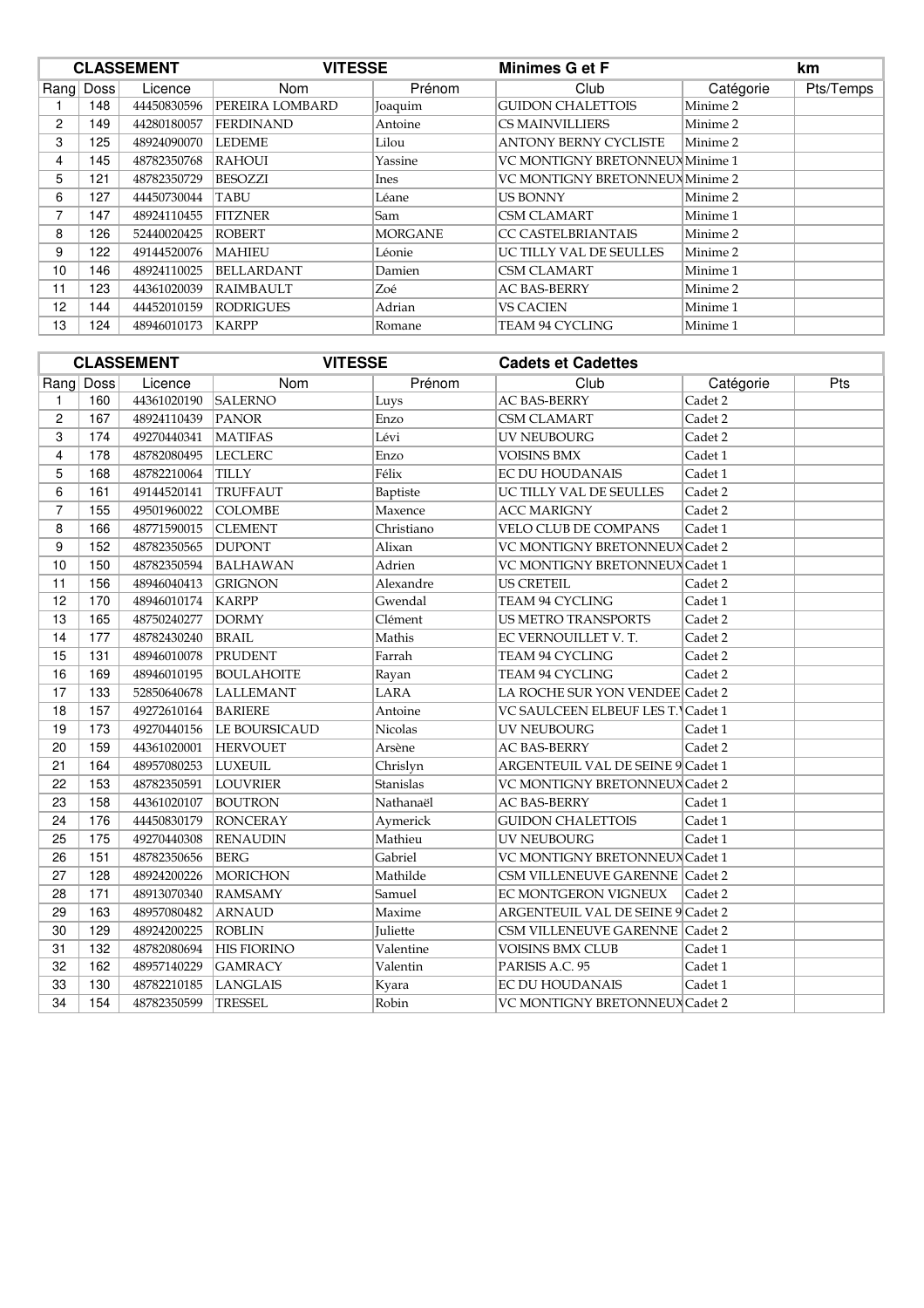| CLASSEMENT | | | VITESSE | | Minimes G et F | | km |
|---|---|---|---|---|---|---|---|
| Rang | Doss | Licence | Nom | Prénom | Club | Catégorie | Pts/Temps |
| 1 | 148 | 44450830596 | PEREIRA LOMBARD | Joaquim | GUIDON CHALETTOIS | Minime 2 | |
| 2 | 149 | 44280180057 | FERDINAND | Antoine | CS MAINVILLIERS | Minime 2 | |
| 3 | 125 | 48924090070 | LEDEME | Lilou | ANTONY BERNY CYCLISTE | Minime 2 | |
| 4 | 145 | 48782350768 | RAHOUI | Yassine | VC MONTIGNY BRETONNEUX | Minime 1 | |
| 5 | 121 | 48782350729 | BESOZZI | Ines | VC MONTIGNY BRETONNEUX | Minime 2 | |
| 6 | 127 | 44450730044 | TABU | Léane | US BONNY | Minime 2 | |
| 7 | 147 | 48924110455 | FITZNER | Sam | CSM CLAMART | Minime 1 | |
| 8 | 126 | 52440020425 | ROBERT | MORGANE | CC CASTELBRIANTAIS | Minime 2 | |
| 9 | 122 | 49144520076 | MAHIEU | Léonie | UC TILLY VAL DE SEULLES | Minime 2 | |
| 10 | 146 | 48924110025 | BELLARDANT | Damien | CSM CLAMART | Minime 1 | |
| 11 | 123 | 44361020039 | RAIMBAULT | Zoé | AC BAS-BERRY | Minime 2 | |
| 12 | 144 | 44452010159 | RODRIGUES | Adrian | VS CACIEN | Minime 1 | |
| 13 | 124 | 48946010173 | KARPP | Romane | TEAM 94 CYCLING | Minime 1 | |

| CLASSEMENT | | | VITESSE | | Cadets et Cadettes | | |
|---|---|---|---|---|---|---|---|
| Rang | Doss | Licence | Nom | Prénom | Club | Catégorie | Pts |
| 1 | 160 | 44361020190 | SALERNO | Luys | AC BAS-BERRY | Cadet 2 | |
| 2 | 167 | 48924110439 | PANOR | Enzo | CSM CLAMART | Cadet 2 | |
| 3 | 174 | 49270440341 | MATIFAS | Lévi | UV NEUBOURG | Cadet 2 | |
| 4 | 178 | 48782080495 | LECLERC | Enzo | VOISINS BMX | Cadet 1 | |
| 5 | 168 | 48782210064 | TILLY | Félix | EC DU HOUDANAIS | Cadet 1 | |
| 6 | 161 | 49144520141 | TRUFFAUT | Baptiste | UC TILLY VAL DE SEULLES | Cadet 2 | |
| 7 | 155 | 49501960022 | COLOMBE | Maxence | ACC MARIGNY | Cadet 2 | |
| 8 | 166 | 48771590015 | CLEMENT | Christiano | VELO CLUB DE COMPANS | Cadet 1 | |
| 9 | 152 | 48782350565 | DUPONT | Alixan | VC MONTIGNY BRETONNEUX | Cadet 2 | |
| 10 | 150 | 48782350594 | BALHAWAN | Adrien | VC MONTIGNY BRETONNEUX | Cadet 1 | |
| 11 | 156 | 48946040413 | GRIGNON | Alexandre | US CRETEIL | Cadet 2 | |
| 12 | 170 | 48946010174 | KARPP | Gwendal | TEAM 94 CYCLING | Cadet 1 | |
| 13 | 165 | 48750240277 | DORMY | Clément | US METRO TRANSPORTS | Cadet 2 | |
| 14 | 177 | 48782430240 | BRAIL | Mathis | EC VERNOUILLET V. T. | Cadet 2 | |
| 15 | 131 | 48946010078 | PRUDENT | Farrah | TEAM 94 CYCLING | Cadet 2 | |
| 16 | 169 | 48946010195 | BOULAHOITE | Rayan | TEAM 94 CYCLING | Cadet 2 | |
| 17 | 133 | 52850640678 | LALLEMANT | LARA | LA ROCHE SUR YON VENDEE | Cadet 2 | |
| 18 | 157 | 49272610164 | BARIERE | Antoine | VC SAULCEEN ELBEUF LES T.V | Cadet 1 | |
| 19 | 173 | 49270440156 | LE BOURSICAUD | Nicolas | UV NEUBOURG | Cadet 1 | |
| 20 | 159 | 44361020001 | HERVOUET | Arsène | AC BAS-BERRY | Cadet 2 | |
| 21 | 164 | 48957080253 | LUXEUIL | Chrislyn | ARGENTEUIL VAL DE SEINE 9 | Cadet 1 | |
| 22 | 153 | 48782350591 | LOUVRIER | Stanislas | VC MONTIGNY BRETONNEUX | Cadet 2 | |
| 23 | 158 | 44361020107 | BOUTRON | Nathanaël | AC BAS-BERRY | Cadet 1 | |
| 24 | 176 | 44450830179 | RONCERAY | Aymerick | GUIDON CHALETTOIS | Cadet 1 | |
| 25 | 175 | 49270440308 | RENAUDIN | Mathieu | UV NEUBOURG | Cadet 1 | |
| 26 | 151 | 48782350656 | BERG | Gabriel | VC MONTIGNY BRETONNEUX | Cadet 1 | |
| 27 | 128 | 48924200226 | MORICHON | Mathilde | CSM VILLENEUVE GARENNE | Cadet 2 | |
| 28 | 171 | 48913070340 | RAMSAMY | Samuel | EC MONTGERON VIGNEUX | Cadet 2 | |
| 29 | 163 | 48957080482 | ARNAUD | Maxime | ARGENTEUIL VAL DE SEINE 9 | Cadet 2 | |
| 30 | 129 | 48924200225 | ROBLIN | Juliette | CSM VILLENEUVE GARENNE | Cadet 2 | |
| 31 | 132 | 48782080694 | HIS FIORINO | Valentine | VOISINS BMX CLUB | Cadet 1 | |
| 32 | 162 | 48957140229 | GAMRACY | Valentin | PARISIS A.C. 95 | Cadet 1 | |
| 33 | 130 | 48782210185 | LANGLAIS | Kyara | EC DU HOUDANAIS | Cadet 1 | |
| 34 | 154 | 48782350599 | TRESSEL | Robin | VC MONTIGNY BRETONNEUX | Cadet 2 | |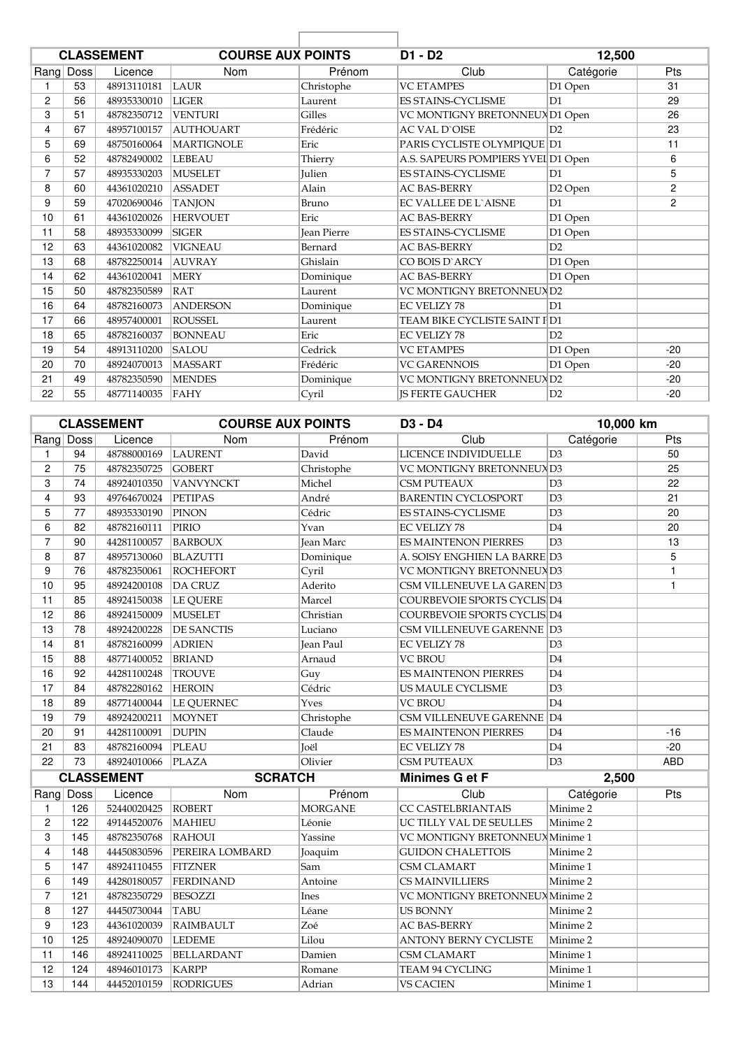| CLASSEMENT | | | COURSE AUX POINTS | | D1 - D2 | 12,500 | |
|---|---|---|---|---|---|---|---|
| Rang | Doss | Licence | Nom | Prénom | Club | Catégorie | Pts |
| 1 | 53 | 48913110181 | LAUR | Christophe | VC ETAMPES | D1 Open | 31 |
| 2 | 56 | 48935330010 | LIGER | Laurent | ES STAINS-CYCLISME | D1 | 29 |
| 3 | 51 | 48782350712 | VENTURI | Gilles | VC MONTIGNY BRETONNEUX | D1 Open | 26 |
| 4 | 67 | 48957100157 | AUTHOUART | Frédéric | AC VAL D`OISE | D2 | 23 |
| 5 | 69 | 48750160064 | MARTIGNOLE | Eric | PARIS CYCLISTE OLYMPIQUE | D1 | 11 |
| 6 | 52 | 48782490002 | LEBEAU | Thierry | A.S. SAPEURS POMPIERS YVEL | D1 Open | 6 |
| 7 | 57 | 48935330203 | MUSELET | Julien | ES STAINS-CYCLISME | D1 | 5 |
| 8 | 60 | 44361020210 | ASSADET | Alain | AC BAS-BERRY | D2 Open | 2 |
| 9 | 59 | 47020690046 | TANJON | Bruno | EC VALLEE DE L`AISNE | D1 | 2 |
| 10 | 61 | 44361020026 | HERVOUET | Eric | AC BAS-BERRY | D1 Open | |
| 11 | 58 | 48935330099 | SIGER | Jean Pierre | ES STAINS-CYCLISME | D1 Open | |
| 12 | 63 | 44361020082 | VIGNEAU | Bernard | AC BAS-BERRY | D2 | |
| 13 | 68 | 48782250014 | AUVRAY | Ghislain | CO BOIS D`ARCY | D1 Open | |
| 14 | 62 | 44361020041 | MERY | Dominique | AC BAS-BERRY | D1 Open | |
| 15 | 50 | 48782350589 | RAT | Laurent | VC MONTIGNY BRETONNEUX | D2 | |
| 16 | 64 | 48782160073 | ANDERSON | Dominique | EC VELIZY 78 | D1 | |
| 17 | 66 | 48957400001 | ROUSSEL | Laurent | TEAM BIKE CYCLISTE SAINT P | D1 | |
| 18 | 65 | 48782160037 | BONNEAU | Eric | EC VELIZY 78 | D2 | |
| 19 | 54 | 48913110200 | SALOU | Cedrick | VC ETAMPES | D1 Open | -20 |
| 20 | 70 | 48924070013 | MASSART | Frédéric | VC GARENNOIS | D1 Open | -20 |
| 21 | 49 | 48782350590 | MENDES | Dominique | VC MONTIGNY BRETONNEUX | D2 | -20 |
| 22 | 55 | 48771140035 | FAHY | Cyril | JS FERTE GAUCHER | D2 | -20 |

| CLASSEMENT | | | COURSE AUX POINTS | | D3 - D4 | 10,000 km | |
|---|---|---|---|---|---|---|---|
| Rang | Doss | Licence | Nom | Prénom | Club | Catégorie | Pts |
| 1 | 94 | 48788000169 | LAURENT | David | LICENCE INDIVIDUELLE | D3 | 50 |
| 2 | 75 | 48782350725 | GOBERT | Christophe | VC MONTIGNY BRETONNEUX | D3 | 25 |
| 3 | 74 | 48924010350 | VANVYNCKT | Michel | CSM PUTEAUX | D3 | 22 |
| 4 | 93 | 49764670024 | PETIPAS | André | BARENTIN CYCLOSPORT | D3 | 21 |
| 5 | 77 | 48935330190 | PINON | Cédric | ES STAINS-CYCLISME | D3 | 20 |
| 6 | 82 | 48782160111 | PIRIO | Yvan | EC VELIZY 78 | D4 | 20 |
| 7 | 90 | 44281100057 | BARBOUX | Jean Marc | ES MAINTENON PIERRES | D3 | 13 |
| 8 | 87 | 48957130060 | BLAZUTTI | Dominique | A. SOISY ENGHIEN LA BARRE | D3 | 5 |
| 9 | 76 | 48782350061 | ROCHEFORT | Cyril | VC MONTIGNY BRETONNEUX | D3 | 1 |
| 10 | 95 | 48924200108 | DA CRUZ | Aderito | CSM VILLENEUVE LA GAREN | D3 | 1 |
| 11 | 85 | 48924150038 | LE QUERE | Marcel | COURBEVOIE SPORTS CYCLIS | D4 | |
| 12 | 86 | 48924150009 | MUSELET | Christian | COURBEVOIE SPORTS CYCLIS | D4 | |
| 13 | 78 | 48924200228 | DE SANCTIS | Luciano | CSM VILLENEUVE GARENNE | D3 | |
| 14 | 81 | 48782160099 | ADRIEN | Jean Paul | EC VELIZY 78 | D3 | |
| 15 | 88 | 48771400052 | BRIAND | Arnaud | VC BROU | D4 | |
| 16 | 92 | 44281100248 | TROUVE | Guy | ES MAINTENON PIERRES | D4 | |
| 17 | 84 | 48782280162 | HEROIN | Cédric | US MAULE CYCLISME | D3 | |
| 18 | 89 | 48771400044 | LE QUERNEC | Yves | VC BROU | D4 | |
| 19 | 79 | 48924200211 | MOYNET | Christophe | CSM VILLENEUVE GARENNE | D4 | |
| 20 | 91 | 44281100091 | DUPIN | Claude | ES MAINTENON PIERRES | D4 | -16 |
| 21 | 83 | 48782160094 | PLEAU | Joël | EC VELIZY 78 | D4 | -20 |
| 22 | 73 | 48924010066 | PLAZA | Olivier | CSM PUTEAUX | D3 | ABD |

| CLASSEMENT | | | SCRATCH | | Minimes G et F | 2,500 | |
|---|---|---|---|---|---|---|---|
| Rang | Doss | Licence | Nom | Prénom | Club | Catégorie | Pts |
| 1 | 126 | 52440020425 | ROBERT | MORGANE | CC CASTELBRIANTAIS | Minime 2 | |
| 2 | 122 | 49144520076 | MAHIEU | Léonie | UC TILLY VAL DE SEULLES | Minime 2 | |
| 3 | 145 | 48782350768 | RAHOUI | Yassine | VC MONTIGNY BRETONNEUX | Minime 1 | |
| 4 | 148 | 44450830596 | PEREIRA LOMBARD | Joaquim | GUIDON CHALETTOIS | Minime 2 | |
| 5 | 147 | 48924110455 | FITZNER | Sam | CSM CLAMART | Minime 1 | |
| 6 | 149 | 44280180057 | FERDINAND | Antoine | CS MAINVILLIERS | Minime 2 | |
| 7 | 121 | 48782350729 | BESOZZI | Ines | VC MONTIGNY BRETONNEUX | Minime 2 | |
| 8 | 127 | 44450730044 | TABU | Léane | US BONNY | Minime 2 | |
| 9 | 123 | 44361020039 | RAIMBAULT | Zoé | AC BAS-BERRY | Minime 2 | |
| 10 | 125 | 48924090070 | LEDEME | Lilou | ANTONY BERNY CYCLISTE | Minime 2 | |
| 11 | 146 | 48924110025 | BELLARDANT | Damien | CSM CLAMART | Minime 1 | |
| 12 | 124 | 48946010173 | KARPP | Romane | TEAM 94 CYCLING | Minime 1 | |
| 13 | 144 | 44452010159 | RODRIGUES | Adrian | VS CACIEN | Minime 1 | |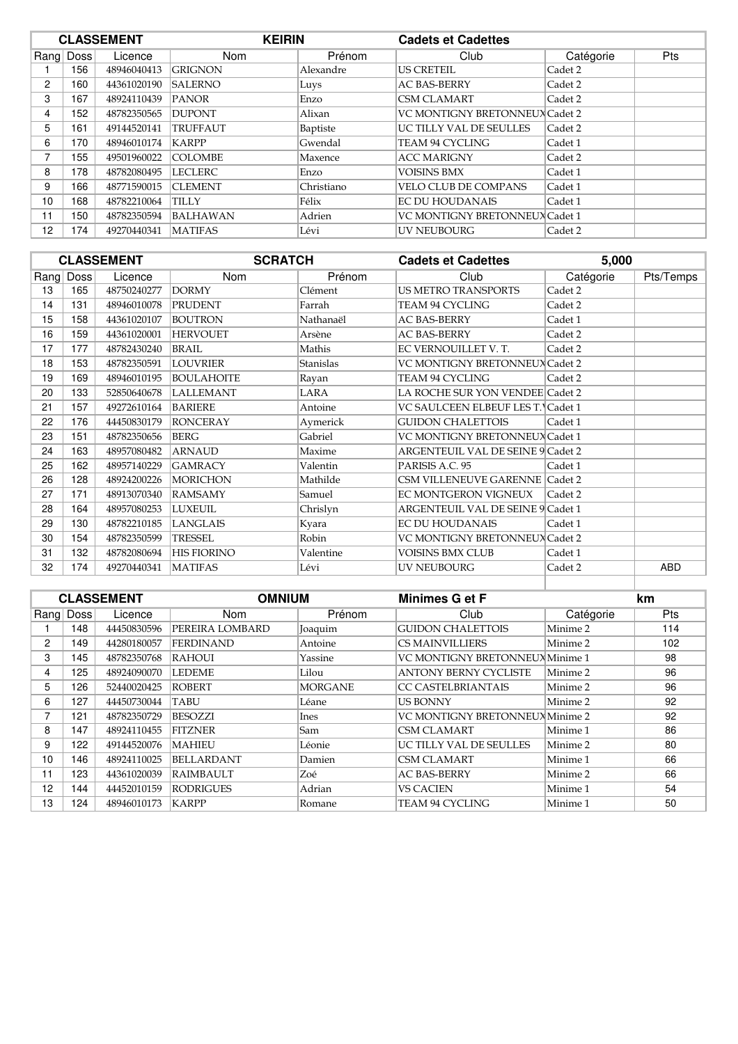| CLASSEMENT | | | KEIRIN | | Cadets et Cadettes | | |
|---|---|---|---|---|---|---|---|
| Rang | Doss | Licence | Nom | Prénom | Club | Catégorie | Pts |
| 1 | 156 | 48946040413 | GRIGNON | Alexandre | US CRETEIL | Cadet 2 | |
| 2 | 160 | 44361020190 | SALERNO | Luys | AC BAS-BERRY | Cadet 2 | |
| 3 | 167 | 48924110439 | PANOR | Enzo | CSM CLAMART | Cadet 2 | |
| 4 | 152 | 48782350565 | DUPONT | Alixan | VC MONTIGNY BRETONNEUX | Cadet 2 | |
| 5 | 161 | 49144520141 | TRUFFAUT | Baptiste | UC TILLY VAL DE SEULLES | Cadet 2 | |
| 6 | 170 | 48946010174 | KARPP | Gwendal | TEAM 94 CYCLING | Cadet 1 | |
| 7 | 155 | 49501960022 | COLOMBE | Maxence | ACC MARIGNY | Cadet 2 | |
| 8 | 178 | 48782080495 | LECLERC | Enzo | VOISINS BMX | Cadet 1 | |
| 9 | 166 | 48771590015 | CLEMENT | Christiano | VELO CLUB DE COMPANS | Cadet 1 | |
| 10 | 168 | 48782210064 | TILLY | Félix | EC DU HOUDANAIS | Cadet 1 | |
| 11 | 150 | 48782350594 | BALHAWAN | Adrien | VC MONTIGNY BRETONNEUX | Cadet 1 | |
| 12 | 174 | 49270440341 | MATIFAS | Lévi | UV NEUBOURG | Cadet 2 | |

| CLASSEMENT | | | SCRATCH | | Cadets et Cadettes | 5,000 | |
|---|---|---|---|---|---|---|---|
| Rang | Doss | Licence | Nom | Prénom | Club | Catégorie | Pts/Temps |
| 13 | 165 | 48750240277 | DORMY | Clément | US METRO TRANSPORTS | Cadet 2 | |
| 14 | 131 | 48946010078 | PRUDENT | Farrah | TEAM 94 CYCLING | Cadet 2 | |
| 15 | 158 | 44361020107 | BOUTRON | Nathanaël | AC BAS-BERRY | Cadet 1 | |
| 16 | 159 | 44361020001 | HERVOUET | Arsène | AC BAS-BERRY | Cadet 2 | |
| 17 | 177 | 48782430240 | BRAIL | Mathis | EC VERNOUILLET V. T. | Cadet 2 | |
| 18 | 153 | 48782350591 | LOUVRIER | Stanislas | VC MONTIGNY BRETONNEUX | Cadet 2 | |
| 19 | 169 | 48946010195 | BOULAHOITE | Rayan | TEAM 94 CYCLING | Cadet 2 | |
| 20 | 133 | 52850640678 | LALLEMANT | LARA | LA ROCHE SUR YON VENDEE | Cadet 2 | |
| 21 | 157 | 49272610164 | BARIERE | Antoine | VC SAULCEEN ELBEUF LES T.V | Cadet 1 | |
| 22 | 176 | 44450830179 | RONCERAY | Aymerick | GUIDON CHALETTOIS | Cadet 1 | |
| 23 | 151 | 48782350656 | BERG | Gabriel | VC MONTIGNY BRETONNEUX | Cadet 1 | |
| 24 | 163 | 48957080482 | ARNAUD | Maxime | ARGENTEUIL VAL DE SEINE 9 | Cadet 2 | |
| 25 | 162 | 48957140229 | GAMRACY | Valentin | PARISIS A.C. 95 | Cadet 1 | |
| 26 | 128 | 48924200226 | MORICHON | Mathilde | CSM VILLENEUVE GARENNE | Cadet 2 | |
| 27 | 171 | 48913070340 | RAMSAMY | Samuel | EC MONTGERON VIGNEUX | Cadet 2 | |
| 28 | 164 | 48957080253 | LUXEUIL | Chrislyn | ARGENTEUIL VAL DE SEINE 9 | Cadet 1 | |
| 29 | 130 | 48782210185 | LANGLAIS | Kyara | EC DU HOUDANAIS | Cadet 1 | |
| 30 | 154 | 48782350599 | TRESSEL | Robin | VC MONTIGNY BRETONNEUX | Cadet 2 | |
| 31 | 132 | 48782080694 | HIS FIORINO | Valentine | VOISINS BMX CLUB | Cadet 1 | |
| 32 | 174 | 49270440341 | MATIFAS | Lévi | UV NEUBOURG | Cadet 2 | ABD |

| CLASSEMENT | | | OMNIUM | | Minimes G et F | | km |
|---|---|---|---|---|---|---|---|
| Rang | Doss | Licence | Nom | Prénom | Club | Catégorie | Pts |
| 1 | 148 | 44450830596 | PEREIRA LOMBARD | Joaquim | GUIDON CHALETTOIS | Minime 2 | 114 |
| 2 | 149 | 44280180057 | FERDINAND | Antoine | CS MAINVILLIERS | Minime 2 | 102 |
| 3 | 145 | 48782350768 | RAHOUI | Yassine | VC MONTIGNY BRETONNEUX | Minime 1 | 98 |
| 4 | 125 | 48924090070 | LEDEME | Lilou | ANTONY BERNY CYCLISTE | Minime 2 | 96 |
| 5 | 126 | 52440020425 | ROBERT | MORGANE | CC CASTELBRIANTAIS | Minime 2 | 96 |
| 6 | 127 | 44450730044 | TABU | Léane | US BONNY | Minime 2 | 92 |
| 7 | 121 | 48782350729 | BESOZZI | Ines | VC MONTIGNY BRETONNEUX | Minime 2 | 92 |
| 8 | 147 | 48924110455 | FITZNER | Sam | CSM CLAMART | Minime 1 | 86 |
| 9 | 122 | 49144520076 | MAHIEU | Léonie | UC TILLY VAL DE SEULLES | Minime 2 | 80 |
| 10 | 146 | 48924110025 | BELLARDANT | Damien | CSM CLAMART | Minime 1 | 66 |
| 11 | 123 | 44361020039 | RAIMBAULT | Zoé | AC BAS-BERRY | Minime 2 | 66 |
| 12 | 144 | 44452010159 | RODRIGUES | Adrian | VS CACIEN | Minime 1 | 54 |
| 13 | 124 | 48946010173 | KARPP | Romane | TEAM 94 CYCLING | Minime 1 | 50 |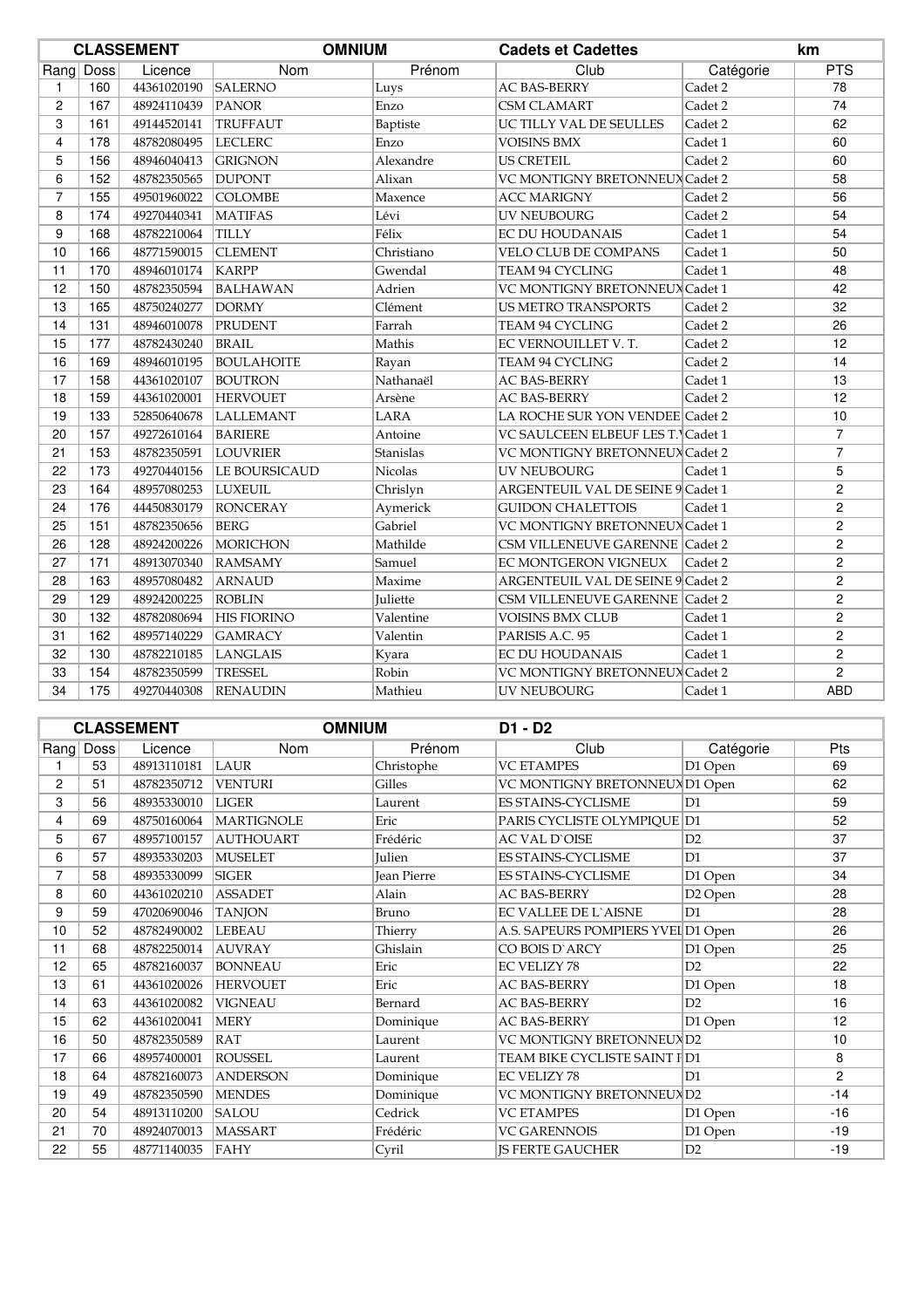| CLASSEMENT | | | OMNIUM | | Cadets et Cadettes | | km |
|---|---|---|---|---|---|---|---|
| Rang | Doss | Licence | Nom | Prénom | Club | Catégorie | PTS |
| 1 | 160 | 44361020190 | SALERNO | Luys | AC BAS-BERRY | Cadet 2 | 78 |
| 2 | 167 | 48924110439 | PANOR | Enzo | CSM CLAMART | Cadet 2 | 74 |
| 3 | 161 | 49144520141 | TRUFFAUT | Baptiste | UC TILLY VAL DE SEULLES | Cadet 2 | 62 |
| 4 | 178 | 48782080495 | LECLERC | Enzo | VOISINS BMX | Cadet 1 | 60 |
| 5 | 156 | 48946040413 | GRIGNON | Alexandre | US CRETEIL | Cadet 2 | 60 |
| 6 | 152 | 48782350565 | DUPONT | Alixan | VC MONTIGNY BRETONNEUX | Cadet 2 | 58 |
| 7 | 155 | 49501960022 | COLOMBE | Maxence | ACC MARIGNY | Cadet 2 | 56 |
| 8 | 174 | 49270440341 | MATIFAS | Lévi | UV NEUBOURG | Cadet 2 | 54 |
| 9 | 168 | 48782210064 | TILLY | Félix | EC DU HOUDANAIS | Cadet 1 | 54 |
| 10 | 166 | 48771590015 | CLEMENT | Christiano | VELO CLUB DE COMPANS | Cadet 1 | 50 |
| 11 | 170 | 48946010174 | KARPP | Gwendal | TEAM 94 CYCLING | Cadet 1 | 48 |
| 12 | 150 | 48782350594 | BALHAWAN | Adrien | VC MONTIGNY BRETONNEUX | Cadet 1 | 42 |
| 13 | 165 | 48750240277 | DORMY | Clément | US METRO TRANSPORTS | Cadet 2 | 32 |
| 14 | 131 | 48946010078 | PRUDENT | Farrah | TEAM 94 CYCLING | Cadet 2 | 26 |
| 15 | 177 | 48782430240 | BRAIL | Mathis | EC VERNOUILLET V. T. | Cadet 2 | 12 |
| 16 | 169 | 48946010195 | BOULAHOITE | Rayan | TEAM 94 CYCLING | Cadet 2 | 14 |
| 17 | 158 | 44361020107 | BOUTRON | Nathanaël | AC BAS-BERRY | Cadet 1 | 13 |
| 18 | 159 | 44361020001 | HERVOUET | Arsène | AC BAS-BERRY | Cadet 2 | 12 |
| 19 | 133 | 52850640678 | LALLEMANT | LARA | LA ROCHE SUR YON VENDEE | Cadet 2 | 10 |
| 20 | 157 | 49272610164 | BARIERE | Antoine | VC SAULCEEN ELBEUF LES T.V | Cadet 1 | 7 |
| 21 | 153 | 48782350591 | LOUVRIER | Stanislas | VC MONTIGNY BRETONNEUX | Cadet 2 | 7 |
| 22 | 173 | 49270440156 | LE BOURSICAUD | Nicolas | UV NEUBOURG | Cadet 1 | 5 |
| 23 | 164 | 48957080253 | LUXEUIL | Chrislyn | ARGENTEUIL VAL DE SEINE 9 | Cadet 1 | 2 |
| 24 | 176 | 44450830179 | RONCERAY | Aymerick | GUIDON CHALETTOIS | Cadet 1 | 2 |
| 25 | 151 | 48782350656 | BERG | Gabriel | VC MONTIGNY BRETONNEUX | Cadet 1 | 2 |
| 26 | 128 | 48924200226 | MORICHON | Mathilde | CSM VILLENEUVE GARENNE | Cadet 2 | 2 |
| 27 | 171 | 48913070340 | RAMSAMY | Samuel | EC MONTGERON VIGNEUX | Cadet 2 | 2 |
| 28 | 163 | 48957080482 | ARNAUD | Maxime | ARGENTEUIL VAL DE SEINE 9 | Cadet 2 | 2 |
| 29 | 129 | 48924200225 | ROBLIN | Juliette | CSM VILLENEUVE GARENNE | Cadet 2 | 2 |
| 30 | 132 | 48782080694 | HIS FIORINO | Valentine | VOISINS BMX CLUB | Cadet 1 | 2 |
| 31 | 162 | 48957140229 | GAMRACY | Valentin | PARISIS A.C. 95 | Cadet 1 | 2 |
| 32 | 130 | 48782210185 | LANGLAIS | Kyara | EC DU HOUDANAIS | Cadet 1 | 2 |
| 33 | 154 | 48782350599 | TRESSEL | Robin | VC MONTIGNY BRETONNEUX | Cadet 2 | 2 |
| 34 | 175 | 49270440308 | RENAUDIN | Mathieu | UV NEUBOURG | Cadet 1 | ABD |

| CLASSEMENT | | | OMNIUM | | D1 - D2 | | |
|---|---|---|---|---|---|---|---|
| Rang | Doss | Licence | Nom | Prénom | Club | Catégorie | Pts |
| 1 | 53 | 48913110181 | LAUR | Christophe | VC ETAMPES | D1 Open | 69 |
| 2 | 51 | 48782350712 | VENTURI | Gilles | VC MONTIGNY BRETONNEUX | D1 Open | 62 |
| 3 | 56 | 48935330010 | LIGER | Laurent | ES STAINS-CYCLISME | D1 | 59 |
| 4 | 69 | 48750160064 | MARTIGNOLE | Eric | PARIS CYCLISTE OLYMPIQUE | D1 | 52 |
| 5 | 67 | 48957100157 | AUTHOUART | Frédéric | AC VAL D`OISE | D2 | 37 |
| 6 | 57 | 48935330203 | MUSELET | Julien | ES STAINS-CYCLISME | D1 | 37 |
| 7 | 58 | 48935330099 | SIGER | Jean Pierre | ES STAINS-CYCLISME | D1 Open | 34 |
| 8 | 60 | 44361020210 | ASSADET | Alain | AC BAS-BERRY | D2 Open | 28 |
| 9 | 59 | 47020690046 | TANJON | Bruno | EC VALLEE DE L`AISNE | D1 | 28 |
| 10 | 52 | 48782490002 | LEBEAU | Thierry | A.S. SAPEURS POMPIERS YVEL | D1 Open | 26 |
| 11 | 68 | 48782250014 | AUVRAY | Ghislain | CO BOIS D`ARCY | D1 Open | 25 |
| 12 | 65 | 48782160037 | BONNEAU | Eric | EC VELIZY 78 | D2 | 22 |
| 13 | 61 | 44361020026 | HERVOUET | Eric | AC BAS-BERRY | D1 Open | 18 |
| 14 | 63 | 44361020082 | VIGNEAU | Bernard | AC BAS-BERRY | D2 | 16 |
| 15 | 62 | 44361020041 | MERY | Dominique | AC BAS-BERRY | D1 Open | 12 |
| 16 | 50 | 48782350589 | RAT | Laurent | VC MONTIGNY BRETONNEUX | D2 | 10 |
| 17 | 66 | 48957400001 | ROUSSEL | Laurent | TEAM BIKE CYCLISTE SAINT P | D1 | 8 |
| 18 | 64 | 48782160073 | ANDERSON | Dominique | EC VELIZY 78 | D1 | 2 |
| 19 | 49 | 48782350590 | MENDES | Dominique | VC MONTIGNY BRETONNEUX | D2 | -14 |
| 20 | 54 | 48913110200 | SALOU | Cedrick | VC ETAMPES | D1 Open | -16 |
| 21 | 70 | 48924070013 | MASSART | Frédéric | VC GARENNOIS | D1 Open | -19 |
| 22 | 55 | 48771140035 | FAHY | Cyril | JS FERTE GAUCHER | D2 | -19 |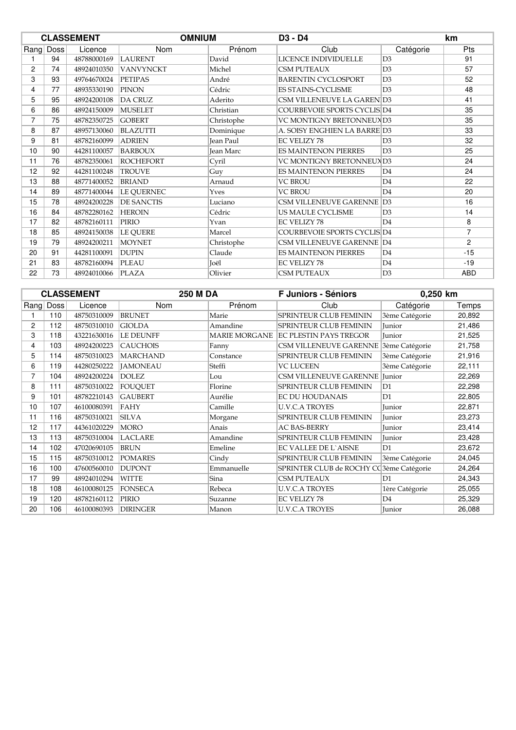| CLASSEMENT | | | OMNIUM | | D3 - D4 | | km |
|---|---|---|---|---|---|---|---|
| Rang | Doss | Licence | Nom | Prénom | Club | Catégorie | Pts |
| 1 | 94 | 48788000169 | LAURENT | David | LICENCE INDIVIDUELLE | D3 | 91 |
| 2 | 74 | 48924010350 | VANVYNCKT | Michel | CSM PUTEAUX | D3 | 57 |
| 3 | 93 | 49764670024 | PETIPAS | André | BARENTIN CYCLOSPORT | D3 | 52 |
| 4 | 77 | 48935330190 | PINON | Cédric | ES STAINS-CYCLISME | D3 | 48 |
| 5 | 95 | 48924200108 | DA CRUZ | Aderito | CSM VILLENEUVE LA GAREN | D3 | 41 |
| 6 | 86 | 48924150009 | MUSELET | Christian | COURBEVOIE SPORTS CYCLIS | D4 | 35 |
| 7 | 75 | 48782350725 | GOBERT | Christophe | VC MONTIGNY BRETONNEUX | D3 | 35 |
| 8 | 87 | 48957130060 | BLAZUTTI | Dominique | A. SOISY ENGHIEN LA BARRE | D3 | 33 |
| 9 | 81 | 48782160099 | ADRIEN | Jean Paul | EC VELIZY 78 | D3 | 32 |
| 10 | 90 | 44281100057 | BARBOUX | Jean Marc | ES MAINTENON PIERRES | D3 | 25 |
| 11 | 76 | 48782350061 | ROCHEFORT | Cyril | VC MONTIGNY BRETONNEUX | D3 | 24 |
| 12 | 92 | 44281100248 | TROUVE | Guy | ES MAINTENON PIERRES | D4 | 24 |
| 13 | 88 | 48771400052 | BRIAND | Arnaud | VC BROU | D4 | 22 |
| 14 | 89 | 48771400044 | LE QUERNEC | Yves | VC BROU | D4 | 20 |
| 15 | 78 | 48924200228 | DE SANCTIS | Luciano | CSM VILLENEUVE GARENNE | D3 | 16 |
| 16 | 84 | 48782280162 | HEROIN | Cédric | US MAULE CYCLISME | D3 | 14 |
| 17 | 82 | 48782160111 | PIRIO | Yvan | EC VELIZY 78 | D4 | 8 |
| 18 | 85 | 48924150038 | LE QUERE | Marcel | COURBEVOIE SPORTS CYCLIS | D4 | 7 |
| 19 | 79 | 48924200211 | MOYNET | Christophe | CSM VILLENEUVE GARENNE | D4 | 2 |
| 20 | 91 | 44281100091 | DUPIN | Claude | ES MAINTENON PIERRES | D4 | -15 |
| 21 | 83 | 48782160094 | PLEAU | Joël | EC VELIZY 78 | D4 | -19 |
| 22 | 73 | 48924010066 | PLAZA | Olivier | CSM PUTEAUX | D3 | ABD |

| CLASSEMENT | | | 250 M DA | | F Juniors - Séniors | 0,250 km | |
|---|---|---|---|---|---|---|---|
| Rang | Doss | Licence | Nom | Prénom | Club | Catégorie | Temps |
| 1 | 110 | 48750310009 | BRUNET | Marie | SPRINTEUR CLUB FEMININ | 3ème Catégorie | 20,892 |
| 2 | 112 | 48750310010 | GIOLDA | Amandine | SPRINTEUR CLUB FEMININ | Junior | 21,486 |
| 3 | 118 | 43221630016 | LE DEUNFF | MARIE MORGANE | EC PLESTIN PAYS TREGOR | Junior | 21,525 |
| 4 | 103 | 48924200223 | CAUCHOIS | Fanny | CSM VILLENEUVE GARENNE | 3ème Catégorie | 21,758 |
| 5 | 114 | 48750310023 | MARCHAND | Constance | SPRINTEUR CLUB FEMININ | 3ème Catégorie | 21,916 |
| 6 | 119 | 44280250222 | JAMONEAU | Steffi | VC LUCEEN | 3ème Catégorie | 22,111 |
| 7 | 104 | 48924200224 | DOLEZ | Lou | CSM VILLENEUVE GARENNE | Junior | 22,269 |
| 8 | 111 | 48750310022 | FOUQUET | Florine | SPRINTEUR CLUB FEMININ | D1 | 22,298 |
| 9 | 101 | 48782210143 | GAUBERT | Aurélie | EC DU HOUDANAIS | D1 | 22,805 |
| 10 | 107 | 46100080391 | FAHY | Camille | U.V.C.A TROYES | Junior | 22,871 |
| 11 | 116 | 48750310021 | SILVA | Morgane | SPRINTEUR CLUB FEMININ | Junior | 23,273 |
| 12 | 117 | 44361020229 | MORO | Anais | AC BAS-BERRY | Junior | 23,414 |
| 13 | 113 | 48750310004 | LACLARE | Amandine | SPRINTEUR CLUB FEMININ | Junior | 23,428 |
| 14 | 102 | 47020690105 | BRUN | Emeline | EC VALLEE DE L`AISNE | D1 | 23,672 |
| 15 | 115 | 48750310012 | POMARES | Cindy | SPRINTEUR CLUB FEMININ | 3ème Catégorie | 24,045 |
| 16 | 100 | 47600560010 | DUPONT | Emmanuelle | SPRINTER CLUB de ROCHY CO | 3ème Catégorie | 24,264 |
| 17 | 99 | 48924010294 | WITTE | Sina | CSM PUTEAUX | D1 | 24,343 |
| 18 | 108 | 46100080125 | FONSECA | Rebeca | U.V.C.A TROYES | 1ère Catégorie | 25,055 |
| 19 | 120 | 48782160112 | PIRIO | Suzanne | EC VELIZY 78 | D4 | 25,329 |
| 20 | 106 | 46100080393 | DIRINGER | Manon | U.V.C.A TROYES | Junior | 26,088 |